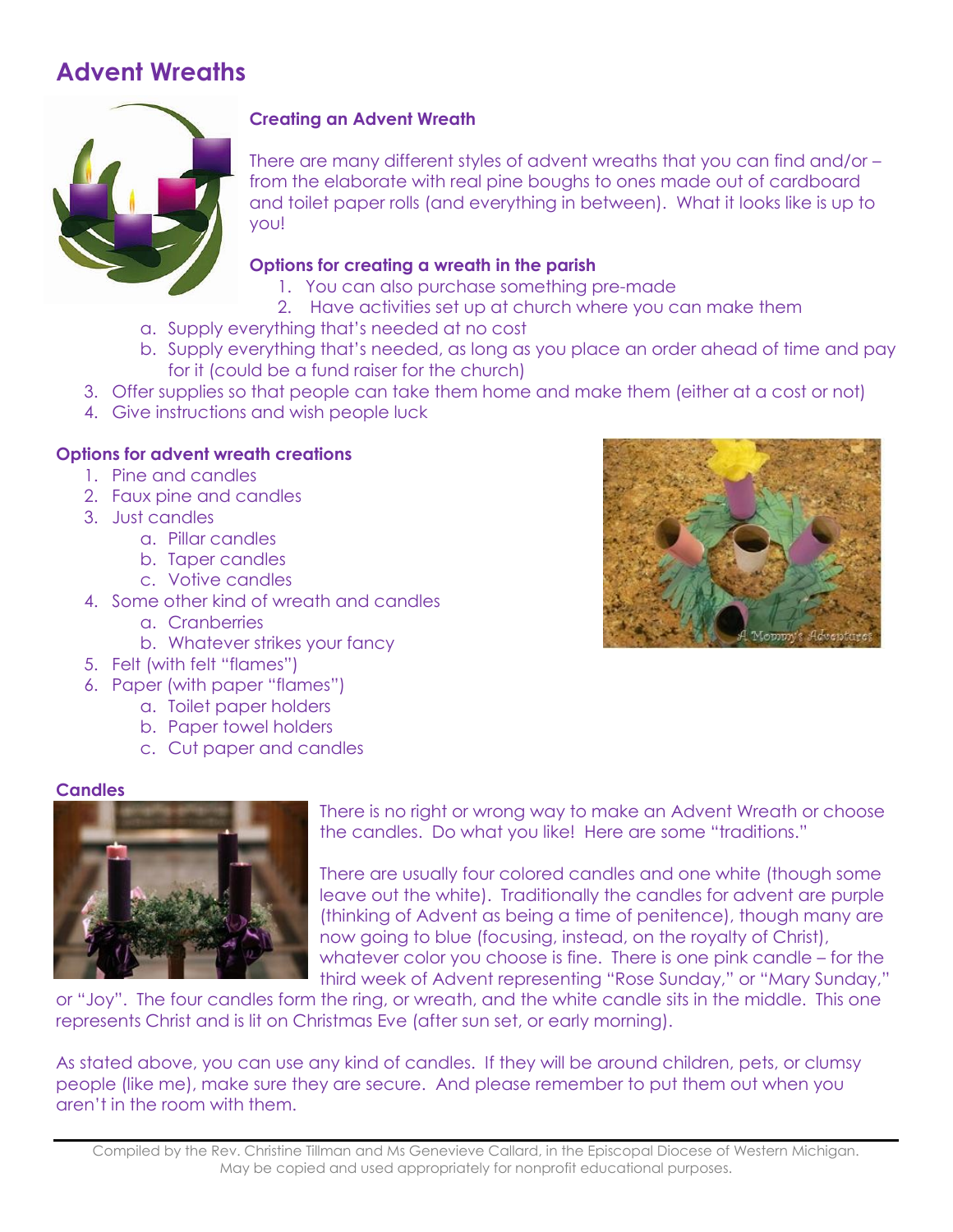# Advent Wreaths

### Creating an Advent Wreath

There are many different styles of advent wreaths that you can find and/or – from the elaborate with real pine boughs to ones made out of cardboard and toilet paper rolls (and everything in between). What it looks like is up to you!

### Options for creating a wreath in the parish

1. You can also purchase something pre-made
2. Have activities set up at church where you can make them
    a. Supply everything that's needed at no cost
    b. Supply everything that's needed, as long as you place an order ahead of time and pay for it (could be a fund raiser for the church)
3. Offer supplies so that people can take them home and make them (either at a cost or not)
4. Give instructions and wish people luck

### Options for advent wreath creations

1. Pine and candles
2. Faux pine and candles
3. Just candles
    a. Pillar candles
    b. Taper candles
    c. Votive candles
4. Some other kind of wreath and candles
    a. Cranberries
    b. Whatever strikes your fancy
5. Felt (with felt "flames")
6. Paper (with paper "flames")
    a. Toilet paper holders
    b. Paper towel holders
    c. Cut paper and candles

### Candles

There is no right or wrong way to make an Advent Wreath or choose the candles. Do what you like! Here are some "traditions."

There are usually four colored candles and one white (though some leave out the white). Traditionally the candles for advent are purple (thinking of Advent as being a time of penitence), though many are now going to blue (focusing, instead, on the royalty of Christ), whatever color you choose is fine. There is one pink candle – for the third week of Advent representing "Rose Sunday," or "Mary Sunday," or "Joy". The four candles form the ring, or wreath, and the white candle sits in the middle. This one represents Christ and is lit on Christmas Eve (after sun set, or early morning).

As stated above, you can use any kind of candles. If they will be around children, pets, or clumsy people (like me), make sure they are secure. And please remember to put them out when you aren't in the room with them.

Compiled by the Rev. Christine Tillman and Ms Genevieve Callard, in the Episcopal Diocese of Western Michigan. May be copied and used appropriately for nonprofit educational purposes.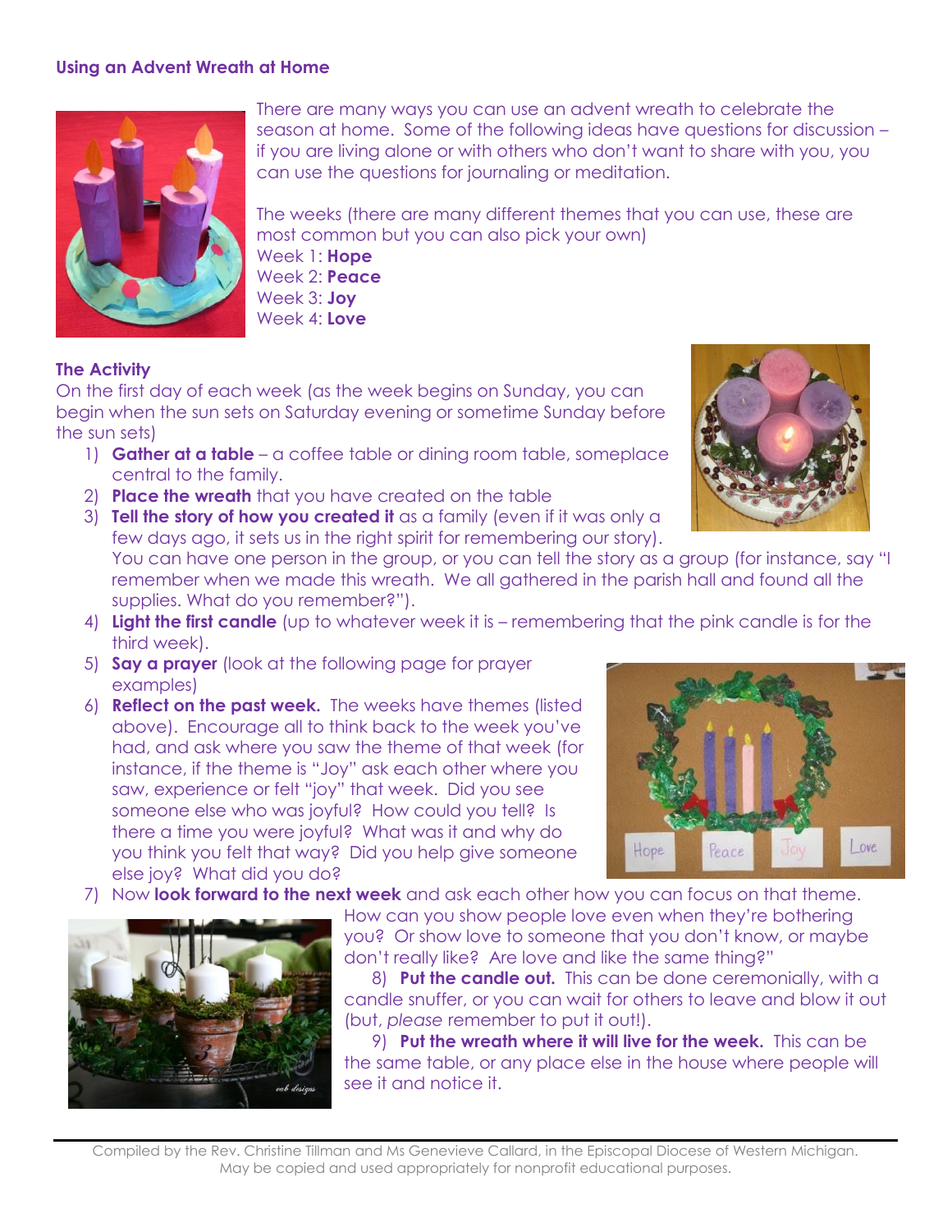## Using an Advent Wreath at Home

There are many ways you can use an advent wreath to celebrate the season at home. Some of the following ideas have questions for discussion – if you are living alone or with others who don't want to share with you, you can use the questions for journaling or meditation.

The weeks (there are many different themes that you can use, these are most common but you can also pick your own)
Week 1: **Hope**
Week 2: **Peace**
Week 3: **Joy**
Week 4: **Love**

### The Activity

On the first day of each week (as the week begins on Sunday, you can begin when the sun sets on Saturday evening or sometime Sunday before the sun sets)

1) **Gather at a table** – a coffee table or dining room table, someplace central to the family.
2) **Place the wreath** that you have created on the table
3) **Tell the story of how you created it** as a family (even if it was only a few days ago, it sets us in the right spirit for remembering our story). You can have one person in the group, or you can tell the story as a group (for instance, say "I remember when we made this wreath. We all gathered in the parish hall and found all the supplies. What do you remember?").
4) **Light the first candle** (up to whatever week it is – remembering that the pink candle is for the third week).
5) **Say a prayer** (look at the following page for prayer examples)
6) **Reflect on the past week.** The weeks have themes (listed above). Encourage all to think back to the week you've had, and ask where you saw the theme of that week (for instance, if the theme is "Joy" ask each other where you saw, experience or felt "joy" that week. Did you see someone else who was joyful? How could you tell? Is there a time you were joyful? What was it and why do you think you felt that way? Did you help give someone else joy? What did you do?
7) Now **look forward to the next week** and ask each other how you can focus on that theme. How can you show people love even when they're bothering you? Or show love to someone that you don't know, or maybe don't really like? Are love and like the same thing?"
8) **Put the candle out.** This can be done ceremonially, with a candle snuffer, or you can wait for others to leave and blow it out (but, *please* remember to put it out!).
9) **Put the wreath where it will live for the week.** This can be the same table, or any place else in the house where people will see it and notice it.

Compiled by the Rev. Christine Tillman and Ms Genevieve Callard, in the Episcopal Diocese of Western Michigan. May be copied and used appropriately for nonprofit educational purposes.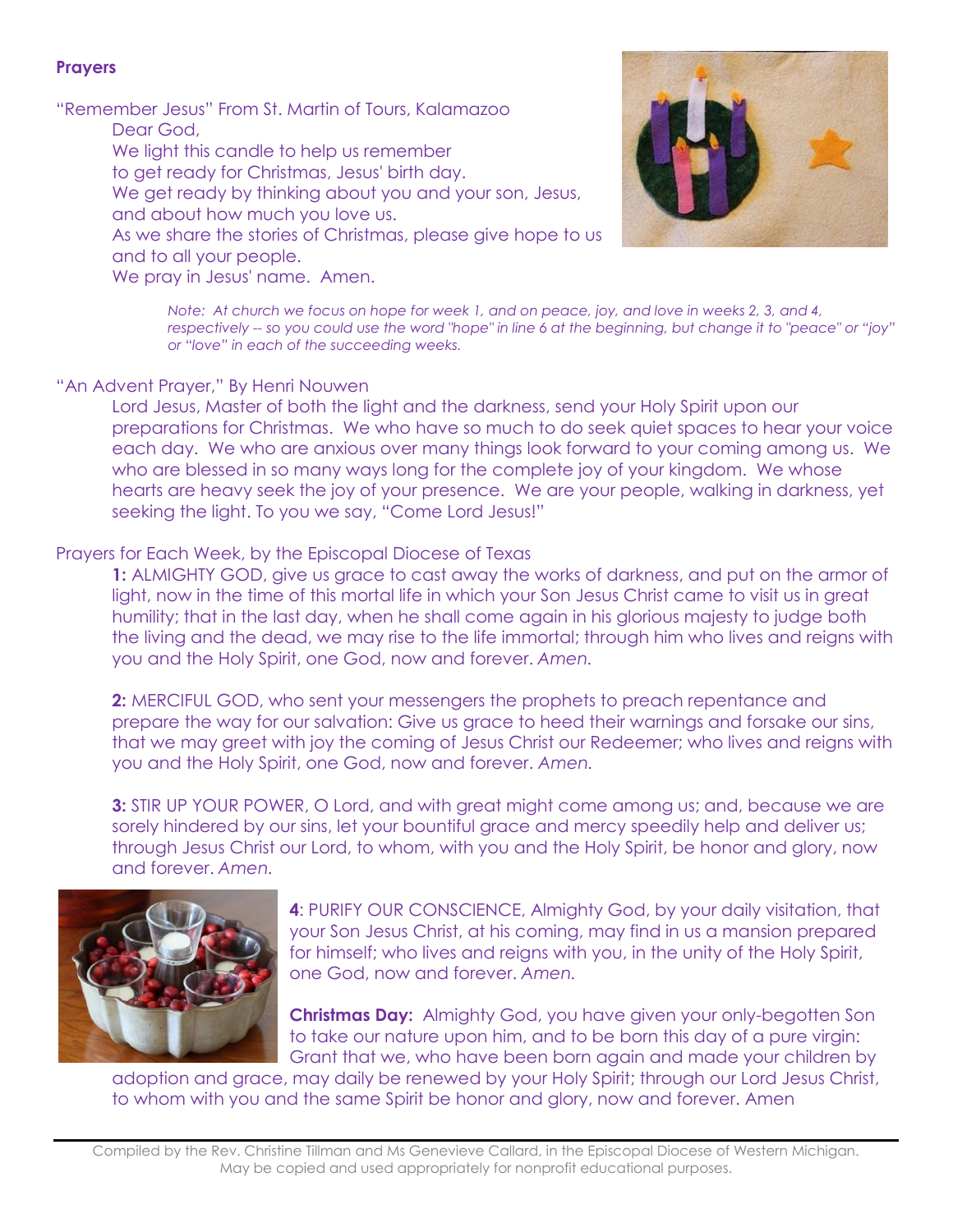**Prayers**

"Remember Jesus" From St. Martin of Tours, Kalamazoo

Dear God,
We light this candle to help us remember
to get ready for Christmas, Jesus' birth day.
We get ready by thinking about you and your son, Jesus,
and about how much you love us.
As we share the stories of Christmas, please give hope to us
and to all your people.
We pray in Jesus' name. Amen.

*Note: At church we focus on hope for week 1, and on peace, joy, and love in weeks 2, 3, and 4, respectively -- so you could use the word "hope" in line 6 at the beginning, but change it to "peace" or "joy" or "love" in each of the succeeding weeks.*

"An Advent Prayer," By Henri Nouwen

Lord Jesus, Master of both the light and the darkness, send your Holy Spirit upon our preparations for Christmas. We who have so much to do seek quiet spaces to hear your voice each day. We who are anxious over many things look forward to your coming among us. We who are blessed in so many ways long for the complete joy of your kingdom. We whose hearts are heavy seek the joy of your presence. We are your people, walking in darkness, yet seeking the light. To you we say, "Come Lord Jesus!"

Prayers for Each Week, by the Episcopal Diocese of Texas

**1:** ALMIGHTY GOD, give us grace to cast away the works of darkness, and put on the armor of light, now in the time of this mortal life in which your Son Jesus Christ came to visit us in great humility; that in the last day, when he shall come again in his glorious majesty to judge both the living and the dead, we may rise to the life immortal; through him who lives and reigns with you and the Holy Spirit, one God, now and forever. *Amen.*

**2:** MERCIFUL GOD, who sent your messengers the prophets to preach repentance and prepare the way for our salvation: Give us grace to heed their warnings and forsake our sins, that we may greet with joy the coming of Jesus Christ our Redeemer; who lives and reigns with you and the Holy Spirit, one God, now and forever. *Amen.*

**3:** STIR UP YOUR POWER, O Lord, and with great might come among us; and, because we are sorely hindered by our sins, let your bountiful grace and mercy speedily help and deliver us; through Jesus Christ our Lord, to whom, with you and the Holy Spirit, be honor and glory, now and forever. *Amen.*

**4**: PURIFY OUR CONSCIENCE, Almighty God, by your daily visitation, that your Son Jesus Christ, at his coming, may find in us a mansion prepared for himself; who lives and reigns with you, in the unity of the Holy Spirit, one God, now and forever. *Amen.*

**Christmas Day:** Almighty God, you have given your only-begotten Son to take our nature upon him, and to be born this day of a pure virgin: Grant that we, who have been born again and made your children by adoption and grace, may daily be renewed by your Holy Spirit; through our Lord Jesus Christ, to whom with you and the same Spirit be honor and glory, now and forever. Amen

Compiled by the Rev. Christine Tillman and Ms Genevieve Callard, in the Episcopal Diocese of Western Michigan. May be copied and used appropriately for nonprofit educational purposes.